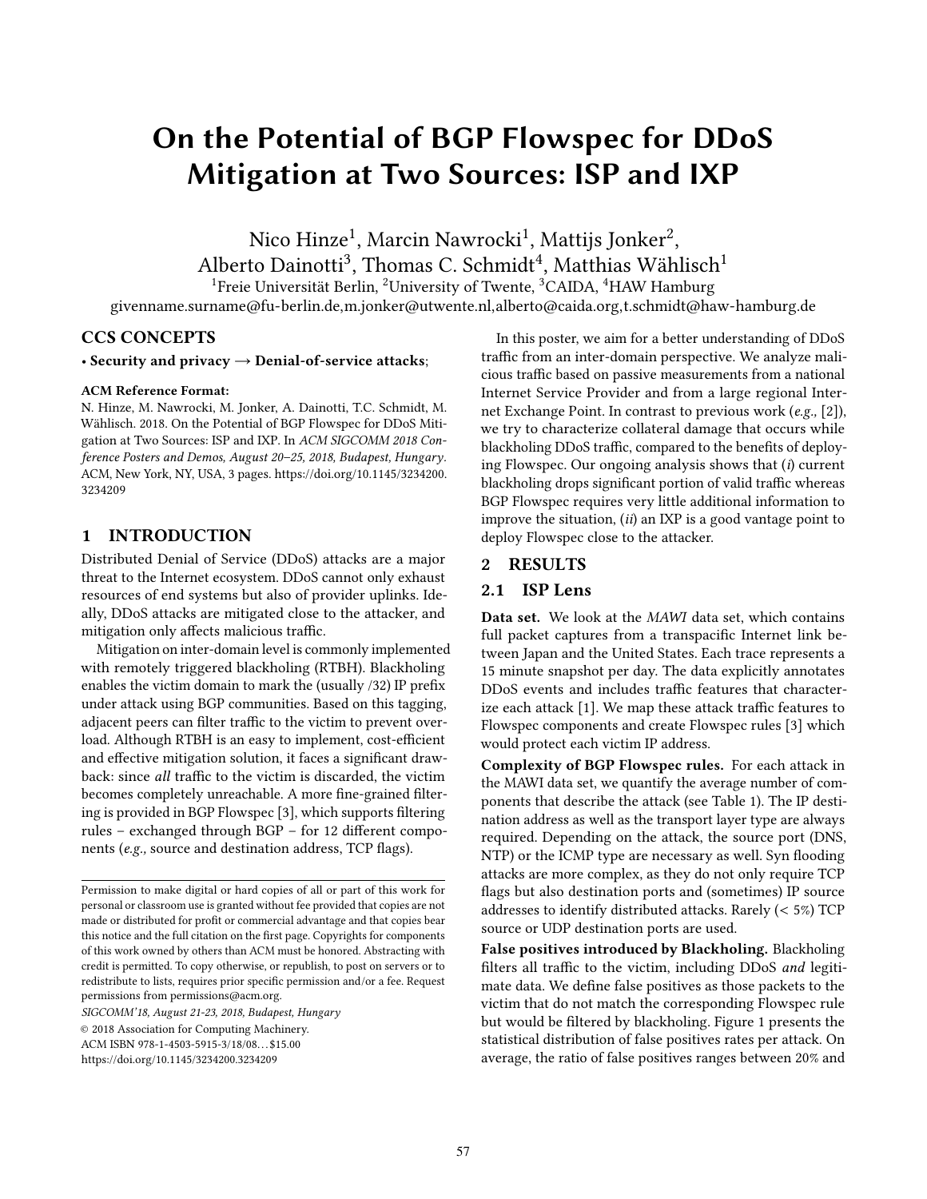# On the Potential of BGP Flowspec for DDoS Mitigation at Two Sources: ISP and IXP

Nico Hinze[1], Marcin Nawrocki[1], Mattijs Jonker[2], Alberto Dainotti[3], Thomas C. Schmidt[4], Matthias Wählisch[1]

[1]Freie Universität Berlin, [2]University of Twente, [3]CAIDA, [4]HAW Hamburg

givenname.surname@fu-berlin.de,m.jonker@utwente.nl,alberto@caida.org,t.schmidt@haw-hamburg.de

## CCS CONCEPTS

• **Security and privacy → Denial-of-service attacks**;

**ACM Reference Format:**

N. Hinze, M. Nawrocki, M. Jonker, A. Dainotti, T.C. Schmidt, M. Wählisch. 2018. On the Potential of BGP Flowspec for DDoS Mitigation at Two Sources: ISP and IXP. In *ACM SIGCOMM 2018 Conference Posters and Demos, August 20–25, 2018, Budapest, Hungary*. ACM, New York, NY, USA, 3 pages. https://doi.org/10.1145/3234200.3234209

## 1 INTRODUCTION

Distributed Denial of Service (DDoS) attacks are a major threat to the Internet ecosystem. DDoS cannot only exhaust resources of end systems but also of provider uplinks. Ideally, DDoS attacks are mitigated close to the attacker, and mitigation only affects malicious traffic.

Mitigation on inter-domain level is commonly implemented with remotely triggered blackholing (RTBH). Blackholing enables the victim domain to mark the (usually /32) IP prefix under attack using BGP communities. Based on this tagging, adjacent peers can filter traffic to the victim to prevent overload. Although RTBH is an easy to implement, cost-efficient and effective mitigation solution, it faces a significant drawback: since *all* traffic to the victim is discarded, the victim becomes completely unreachable. A more fine-grained filtering is provided in BGP Flowspec [3], which supports filtering rules – exchanged through BGP – for 12 different components (*e.g.,* source and destination address, TCP flags).

Permission to make digital or hard copies of all or part of this work for personal or classroom use is granted without fee provided that copies are not made or distributed for profit or commercial advantage and that copies bear this notice and the full citation on the first page. Copyrights for components of this work owned by others than ACM must be honored. Abstracting with credit is permitted. To copy otherwise, or republish, to post on servers or to redistribute to lists, requires prior specific permission and/or a fee. Request permissions from permissions@acm.org.

*SIGCOMM'18, August 21-23, 2018, Budapest, Hungary*

© 2018 Association for Computing Machinery.

ACM ISBN 978-1-4503-5915-3/18/08…$15.00

https://doi.org/10.1145/3234200.3234209

In this poster, we aim for a better understanding of DDoS traffic from an inter-domain perspective. We analyze malicious traffic based on passive measurements from a national Internet Service Provider and from a large regional Internet Exchange Point. In contrast to previous work (*e.g.,* [2]), we try to characterize collateral damage that occurs while blackholing DDoS traffic, compared to the benefits of deploying Flowspec. Our ongoing analysis shows that (*i*) current blackholing drops significant portion of valid traffic whereas BGP Flowspec requires very little additional information to improve the situation, (*ii*) an IXP is a good vantage point to deploy Flowspec close to the attacker.

## 2 RESULTS

### 2.1 ISP Lens

**Data set.** We look at the *MAWI* data set, which contains full packet captures from a transpacific Internet link between Japan and the United States. Each trace represents a 15 minute snapshot per day. The data explicitly annotates DDoS events and includes traffic features that characterize each attack [1]. We map these attack traffic features to Flowspec components and create Flowspec rules [3] which would protect each victim IP address.

**Complexity of BGP Flowspec rules.** For each attack in the MAWI data set, we quantify the average number of components that describe the attack (see Table 1). The IP destination address as well as the transport layer type are always required. Depending on the attack, the source port (DNS, NTP) or the ICMP type are necessary as well. Syn flooding attacks are more complex, as they do not only require TCP flags but also destination ports and (sometimes) IP source addresses to identify distributed attacks. Rarely (< 5%) TCP source or UDP destination ports are used.

**False positives introduced by Blackholing.** Blackholing filters all traffic to the victim, including DDoS *and* legitimate data. We define false positives as those packets to the victim that do not match the corresponding Flowspec rule but would be filtered by blackholing. Figure 1 presents the statistical distribution of false positives rates per attack. On average, the ratio of false positives ranges between 20% and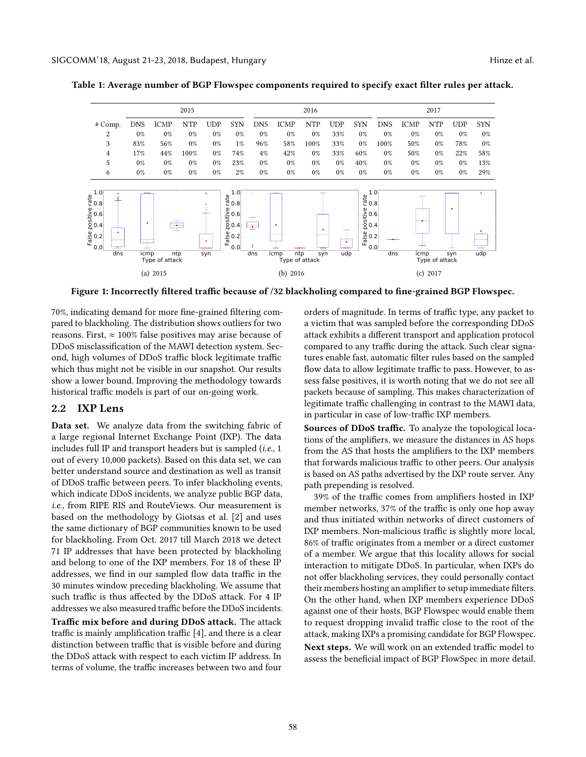**Table 1: Average number of BGP Flowspec components required to specify exact filter rules per attack.**

| | 2015 | | | | | 2016 | | | | | 2017 | | | | |
|---|---|---|---|---|---|---|---|---|---|---|---|---|---|---|---|
| # Comp. | DNS | ICMP | NTP | UDP | SYN | DNS | ICMP | NTP | UDP | SYN | DNS | ICMP | NTP | UDP | SYN |
| 2 | 0% | 0% | 0% | 0% | 0% | 0% | 0% | 0% | 33% | 0% | 0% | 0% | 0% | 0% | 0% |
| 3 | 83% | 56% | 0% | 0% | 1% | 96% | 58% | 100% | 33% | 0% | 100% | 50% | 0% | 78% | 0% |
| 4 | 17% | 44% | 100% | 0% | 74% | 4% | 42% | 0% | 33% | 60% | 0% | 50% | 0% | 22% | 58% |
| 5 | 0% | 0% | 0% | 0% | 23% | 0% | 0% | 0% | 0% | 40% | 0% | 0% | 0% | 0% | 13% |
| 6 | 0% | 0% | 0% | 0% | 2% | 0% | 0% | 0% | 0% | 0% | 0% | 0% | 0% | 0% | 29% |

(a) 2015 (b) 2016 (c) 2017

**Figure 1: Incorrectly filtered traffic because of /32 blackholing compared to fine-grained BGP Flowspec.**

70%, indicating demand for more fine-grained filtering compared to blackholing. The distribution shows outliers for two reasons. First, ≈ 100% false positives may arise because of DDoS misclassification of the MAWI detection system. Second, high volumes of DDoS traffic block legitimate traffic which thus might not be visible in our snapshot. Our results show a lower bound. Improving the methodology towards historical traffic models is part of our on-going work.

## 2.2 IXP Lens

**Data set.** We analyze data from the switching fabric of a large regional Internet Exchange Point (IXP). The data includes full IP and transport headers but is sampled (*i.e.,* 1 out of every 10,000 packets). Based on this data set, we can better understand source and destination as well as transit of DDoS traffic between peers. To infer blackholing events, which indicate DDoS incidents, we analyze public BGP data, *i.e.,* from RIPE RIS and RouteViews. Our measurement is based on the methodology by Giotsas et al. [2] and uses the same dictionary of BGP communities known to be used for blackholing. From Oct. 2017 till March 2018 we detect 71 IP addresses that have been protected by blackholing and belong to one of the IXP members. For 18 of these IP addresses, we find in our sampled flow data traffic in the 30 minutes window preceding blackholing. We assume that such traffic is thus affected by the DDoS attack. For 4 IP addresses we also measured traffic before the DDoS incidents.

**Traffic mix before and during DDoS attack.** The attack traffic is mainly amplification traffic [4], and there is a clear distinction between traffic that is visible before and during the DDoS attack with respect to each victim IP address. In terms of volume, the traffic increases between two and four orders of magnitude. In terms of traffic type, any packet to a victim that was sampled before the corresponding DDoS attack exhibits a different transport and application protocol compared to any traffic during the attack. Such clear signatures enable fast, automatic filter rules based on the sampled flow data to allow legitimate traffic to pass. However, to assess false positives, it is worth noting that we do not see all packets because of sampling. This makes characterization of legitimate traffic challenging in contrast to the MAWI data, in particular in case of low-traffic IXP members.

**Sources of DDoS traffic.** To analyze the topological locations of the amplifiers, we measure the distances in AS hops from the AS that hosts the amplifiers to the IXP members that forwards malicious traffic to other peers. Our analysis is based on AS paths advertised by the IXP route server. Any path prepending is resolved.

39% of the traffic comes from amplifiers hosted in IXP member networks, 37% of the traffic is only one hop away and thus initiated within networks of direct customers of IXP members. Non-malicious traffic is slightly more local, 86% of traffic originates from a member or a direct customer of a member. We argue that this locality allows for social interaction to mitigate DDoS. In particular, when IXPs do not offer blackholing services, they could personally contact their members hosting an amplifier to setup immediate filters. On the other hand, when IXP members experience DDoS against one of their hosts, BGP Flowspec would enable them to request dropping invalid traffic close to the root of the attack, making IXPs a promising candidate for BGP Flowspec.

**Next steps.** We will work on an extended traffic model to assess the beneficial impact of BGP FlowSpec in more detail.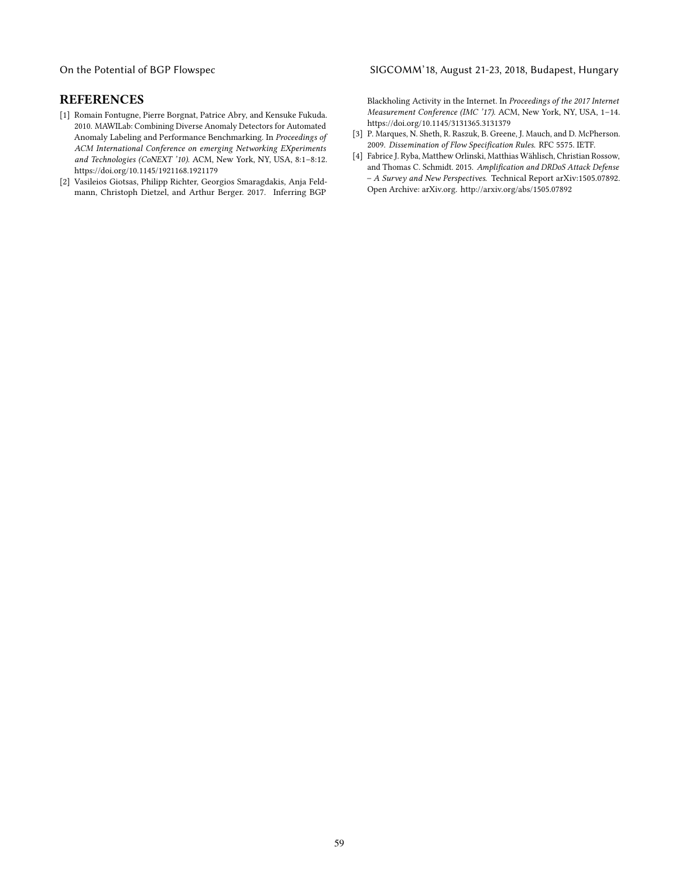## REFERENCES

[1] Romain Fontugne, Pierre Borgnat, Patrice Abry, and Kensuke Fukuda. 2010. MAWILab: Combining Diverse Anomaly Detectors for Automated Anomaly Labeling and Performance Benchmarking. In *Proceedings of ACM International Conference on emerging Networking EXperiments and Technologies (CoNEXT '10)*. ACM, New York, NY, USA, 8:1–8:12. https://doi.org/10.1145/1921168.1921179

[2] Vasileios Giotsas, Philipp Richter, Georgios Smaragdakis, Anja Feldmann, Christoph Dietzel, and Arthur Berger. 2017. Inferring BGP Blackholing Activity in the Internet. In *Proceedings of the 2017 Internet Measurement Conference (IMC '17)*. ACM, New York, NY, USA, 1–14. https://doi.org/10.1145/3131365.3131379

[3] P. Marques, N. Sheth, R. Raszuk, B. Greene, J. Mauch, and D. McPherson. 2009. *Dissemination of Flow Specification Rules.* RFC 5575. IETF.

[4] Fabrice J. Ryba, Matthew Orlinski, Matthias Wählisch, Christian Rossow, and Thomas C. Schmidt. 2015. *Amplification and DRDoS Attack Defense – A Survey and New Perspectives.* Technical Report arXiv:1505.07892. Open Archive: arXiv.org. http://arxiv.org/abs/1505.07892